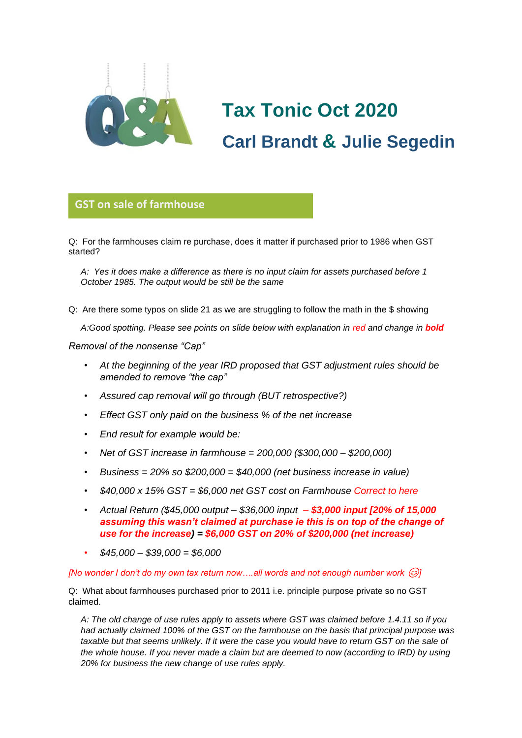# Tax Tonic Oct 2020

## Carl Brandt & Julie Segedin

## GST on sale of farmhouse

Q: For the farmhouses claim re purchase, does it matter if purchased prior to 1986 when GST started?

> *A: Yes it does make a difference as there is no input claim for assets purchased before 1 October 1985. The output would be still be the same*

Q: Are there some typos on slide 21 as we are struggling to follow the math in the $ showing

> *A:Good spotting. Please see points on slide below with explanation in red and change in **bold***

*Removal of the nonsense "Cap"*

- *At the beginning of the year IRD proposed that GST adjustment rules should be amended to remove "the cap"*
- *Assured cap removal will go through (BUT retrospective?)*
- *Effect GST only paid on the business % of the net increase*
- *End result for example would be:*
- *Net of GST increase in farmhouse = 200,000 ($300,000 – $200,000)*
- *Business = 20% so $200,000 = $40,000 (net business increase in value)*
- *$40,000 x 15% GST = $6,000 net GST cost on Farmhouse Correct to here*
- *Actual Return ($45,000 output – $36,000 input **– $3,000 input [20% of 15,000 assuming this wasn't claimed at purchase ie this is on top of the change of use for the increase) = $6,000 GST on 20% of $200,000 (net increase)***
- *$45,000 – $39,000 = $6,000*

*[No wonder I don't do my own tax return now….all words and not enough number work 😉]*

Q: What about farmhouses purchased prior to 2011 i.e. principle purpose private so no GST claimed.

> *A: The old change of use rules apply to assets where GST was claimed before 1.4.11 so if you had actually claimed 100% of the GST on the farmhouse on the basis that principal purpose was taxable but that seems unlikely. If it were the case you would have to return GST on the sale of the whole house. If you never made a claim but are deemed to now (according to IRD) by using 20% for business the new change of use rules apply.*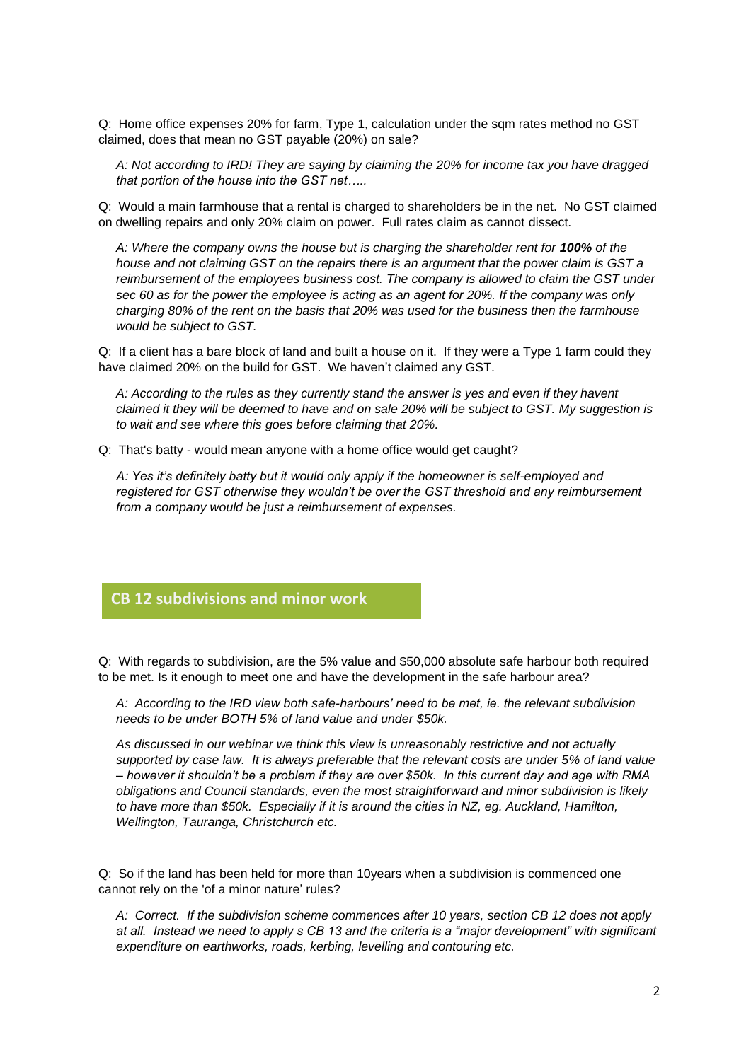Q: Home office expenses 20% for farm, Type 1, calculation under the sqm rates method no GST claimed, does that mean no GST payable (20%) on sale?

*A: Not according to IRD! They are saying by claiming the 20% for income tax you have dragged that portion of the house into the GST net…..*

Q: Would a main farmhouse that a rental is charged to shareholders be in the net. No GST claimed on dwelling repairs and only 20% claim on power. Full rates claim as cannot dissect.

*A: Where the company owns the house but is charging the shareholder rent for **100%** of the house and not claiming GST on the repairs there is an argument that the power claim is GST a reimbursement of the employees business cost. The company is allowed to claim the GST under sec 60 as for the power the employee is acting as an agent for 20%. If the company was only charging 80% of the rent on the basis that 20% was used for the business then the farmhouse would be subject to GST.*

Q: If a client has a bare block of land and built a house on it. If they were a Type 1 farm could they have claimed 20% on the build for GST. We haven't claimed any GST.

*A: According to the rules as they currently stand the answer is yes and even if they havent claimed it they will be deemed to have and on sale 20% will be subject to GST. My suggestion is to wait and see where this goes before claiming that 20%.*

Q: That's batty - would mean anyone with a home office would get caught?

*A: Yes it's definitely batty but it would only apply if the homeowner is self-employed and registered for GST otherwise they wouldn't be over the GST threshold and any reimbursement from a company would be just a reimbursement of expenses.*

## CB 12 subdivisions and minor work

Q: With regards to subdivision, are the 5% value and $50,000 absolute safe harbour both required to be met. Is it enough to meet one and have the development in the safe harbour area?

*A: According to the IRD view <u>both</u> safe-harbours' need to be met, ie. the relevant subdivision needs to be under BOTH 5% of land value and under $50k.*

*As discussed in our webinar we think this view is unreasonably restrictive and not actually supported by case law. It is always preferable that the relevant costs are under 5% of land value – however it shouldn't be a problem if they are over $50k. In this current day and age with RMA obligations and Council standards, even the most straightforward and minor subdivision is likely to have more than $50k. Especially if it is around the cities in NZ, eg. Auckland, Hamilton, Wellington, Tauranga, Christchurch etc.*

Q: So if the land has been held for more than 10years when a subdivision is commenced one cannot rely on the 'of a minor nature' rules?

*A: Correct. If the subdivision scheme commences after 10 years, section CB 12 does not apply at all. Instead we need to apply s CB 13 and the criteria is a "major development" with significant expenditure on earthworks, roads, kerbing, levelling and contouring etc.*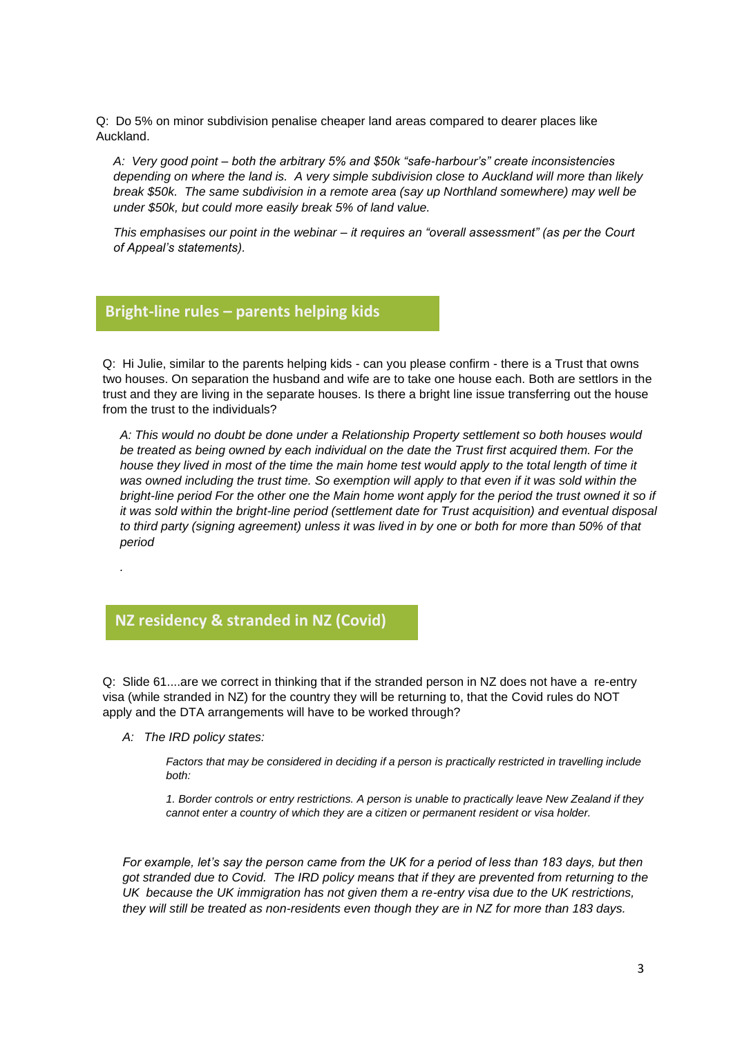Q: Do 5% on minor subdivision penalise cheaper land areas compared to dearer places like Auckland.

*A: Very good point – both the arbitrary 5% and $50k "safe-harbour's" create inconsistencies depending on where the land is. A very simple subdivision close to Auckland will more than likely break $50k. The same subdivision in a remote area (say up Northland somewhere) may well be under $50k, but could more easily break 5% of land value.*

*This emphasises our point in the webinar – it requires an "overall assessment" (as per the Court of Appeal's statements).*

## Bright-line rules – parents helping kids

Q: Hi Julie, similar to the parents helping kids - can you please confirm - there is a Trust that owns two houses. On separation the husband and wife are to take one house each. Both are settlors in the trust and they are living in the separate houses. Is there a bright line issue transferring out the house from the trust to the individuals?

*A: This would no doubt be done under a Relationship Property settlement so both houses would be treated as being owned by each individual on the date the Trust first acquired them. For the house they lived in most of the time the main home test would apply to the total length of time it was owned including the trust time. So exemption will apply to that even if it was sold within the bright-line period For the other one the Main home wont apply for the period the trust owned it so if it was sold within the bright-line period (settlement date for Trust acquisition) and eventual disposal to third party (signing agreement) unless it was lived in by one or both for more than 50% of that period*

.

## NZ residency & stranded in NZ (Covid)

Q: Slide 61....are we correct in thinking that if the stranded person in NZ does not have a re-entry visa (while stranded in NZ) for the country they will be returning to, that the Covid rules do NOT apply and the DTA arrangements will have to be worked through?

*A: The IRD policy states:*

> *Factors that may be considered in deciding if a person is practically restricted in travelling include both:*
>
> *1. Border controls or entry restrictions. A person is unable to practically leave New Zealand if they cannot enter a country of which they are a citizen or permanent resident or visa holder.*

*For example, let's say the person came from the UK for a period of less than 183 days, but then got stranded due to Covid. The IRD policy means that if they are prevented from returning to the UK because the UK immigration has not given them a re-entry visa due to the UK restrictions, they will still be treated as non-residents even though they are in NZ for more than 183 days.*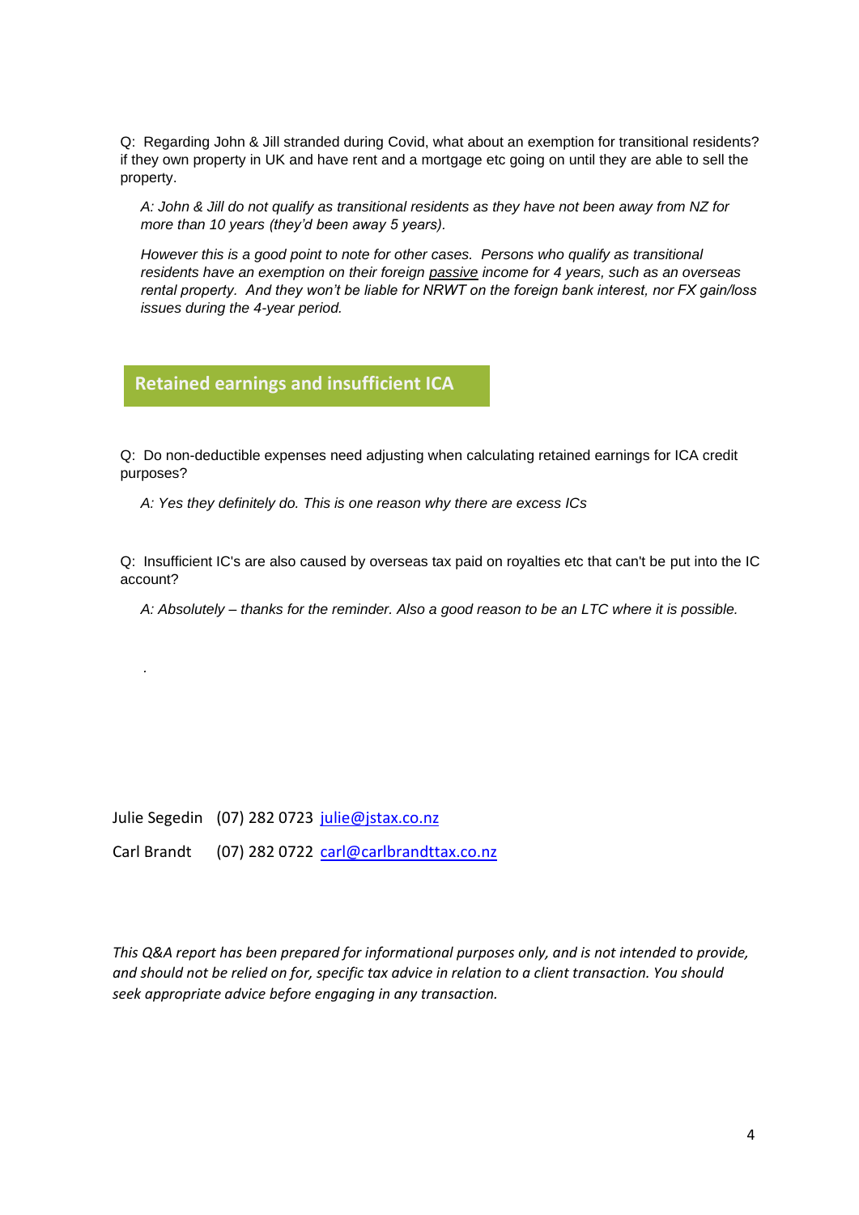Q: Regarding John & Jill stranded during Covid, what about an exemption for transitional residents? if they own property in UK and have rent and a mortgage etc going on until they are able to sell the property.

*A: John & Jill do not qualify as transitional residents as they have not been away from NZ for more than 10 years (they'd been away 5 years).*

*However this is a good point to note for other cases. Persons who qualify as transitional residents have an exemption on their foreign passive income for 4 years, such as an overseas rental property. And they won't be liable for NRWT on the foreign bank interest, nor FX gain/loss issues during the 4-year period.*

## Retained earnings and insufficient ICA

Q: Do non-deductible expenses need adjusting when calculating retained earnings for ICA credit purposes?

*A: Yes they definitely do. This is one reason why there are excess ICs*

Q: Insufficient IC's are also caused by overseas tax paid on royalties etc that can't be put into the IC account?

*A: Absolutely – thanks for the reminder. Also a good reason to be an LTC where it is possible.*

.

Julie Segedin (07) 282 0723 julie@jstax.co.nz

Carl Brandt (07) 282 0722 carl@carlbrandttax.co.nz

*This Q&A report has been prepared for informational purposes only, and is not intended to provide, and should not be relied on for, specific tax advice in relation to a client transaction. You should seek appropriate advice before engaging in any transaction.*